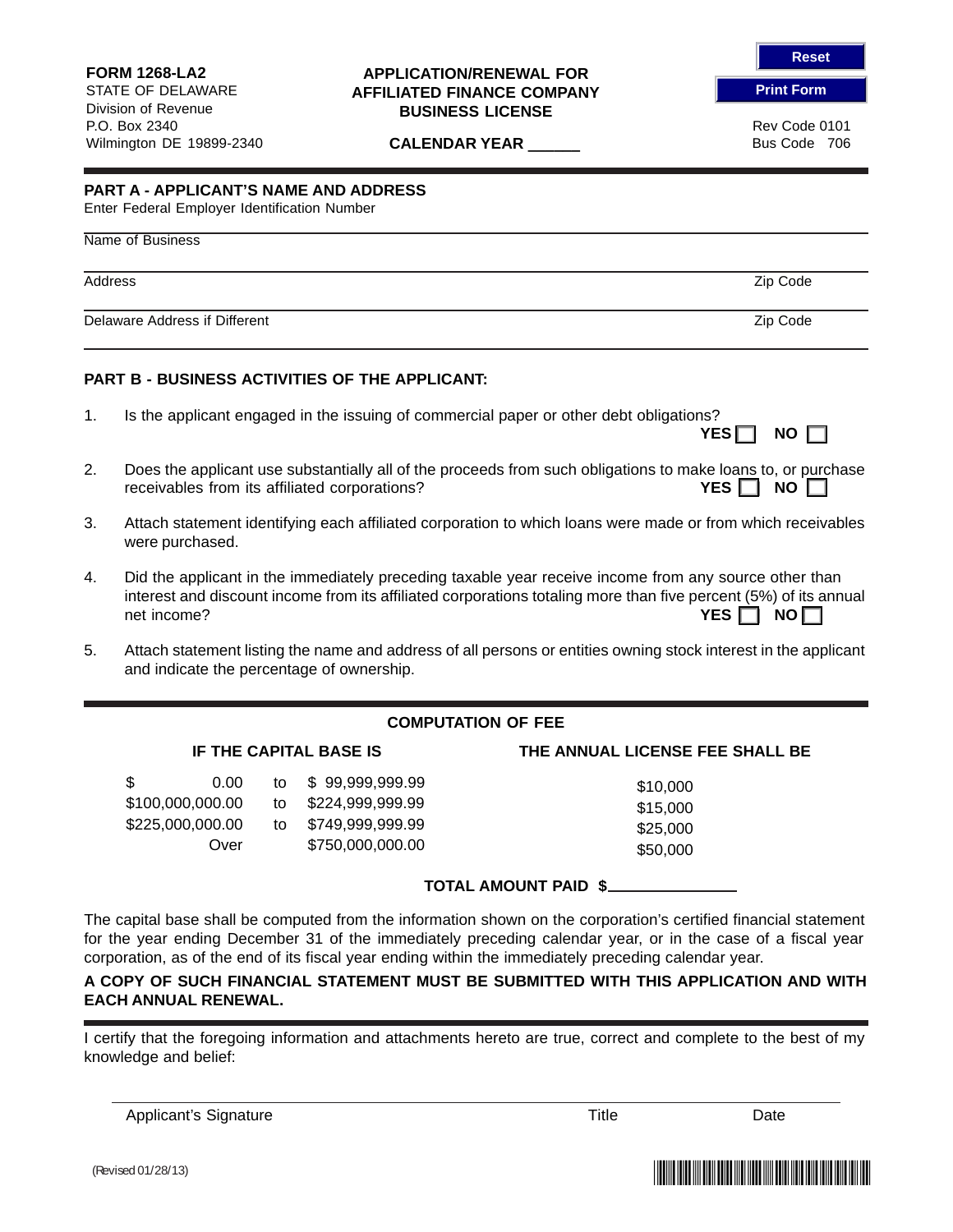**FORM 1268-LA2**
STATE OF DELAWARE
Division of Revenue
P.O. Box 2340
Wilmington DE 19899-2340

**APPLICATION/RENEWAL FOR AFFILIATED FINANCE COMPANY BUSINESS LICENSE**

**CALENDAR YEAR ______**

Rev Code 0101
Bus Code 706

## PART A - APPLICANT'S NAME AND ADDRESS

Enter Federal Employer Identification Number

Name of Business

Address | Zip Code

Delaware Address if Different | Zip Code

## PART B - BUSINESS ACTIVITIES OF THE APPLICANT:

1. Is the applicant engaged in the issuing of commercial paper or other debt obligations? **YES** ☐ **NO** ☐

2. Does the applicant use substantially all of the proceeds from such obligations to make loans to, or purchase receivables from its affiliated corporations? **YES** ☐ **NO** ☐

3. Attach statement identifying each affiliated corporation to which loans were made or from which receivables were purchased.

4. Did the applicant in the immediately preceding taxable year receive income from any source other than interest and discount income from its affiliated corporations totaling more than five percent (5%) of its annual net income? **YES** ☐ **NO** ☐

5. Attach statement listing the name and address of all persons or entities owning stock interest in the applicant and indicate the percentage of ownership.

## COMPUTATION OF FEE

| IF THE CAPITAL BASE IS | | | THE ANNUAL LICENSE FEE SHALL BE |
|---|---|---|---|
| $ 0.00 | to | $ 99,999,999.99 | $10,000 |
| $100,000,000.00 | to | $224,999,999.99 | $15,000 |
| $225,000,000.00 | to | $749,999,999.99 | $25,000 |
| Over | | $750,000,000.00 | $50,000 |

**TOTAL AMOUNT PAID $______________**

The capital base shall be computed from the information shown on the corporation's certified financial statement for the year ending December 31 of the immediately preceding calendar year, or in the case of a fiscal year corporation, as of the end of its fiscal year ending within the immediately preceding calendar year.

**A COPY OF SUCH FINANCIAL STATEMENT MUST BE SUBMITTED WITH THIS APPLICATION AND WITH EACH ANNUAL RENEWAL.**

I certify that the foregoing information and attachments hereto are true, correct and complete to the best of my knowledge and belief:

Applicant's Signature | Title | Date

(Revised 01/28/13)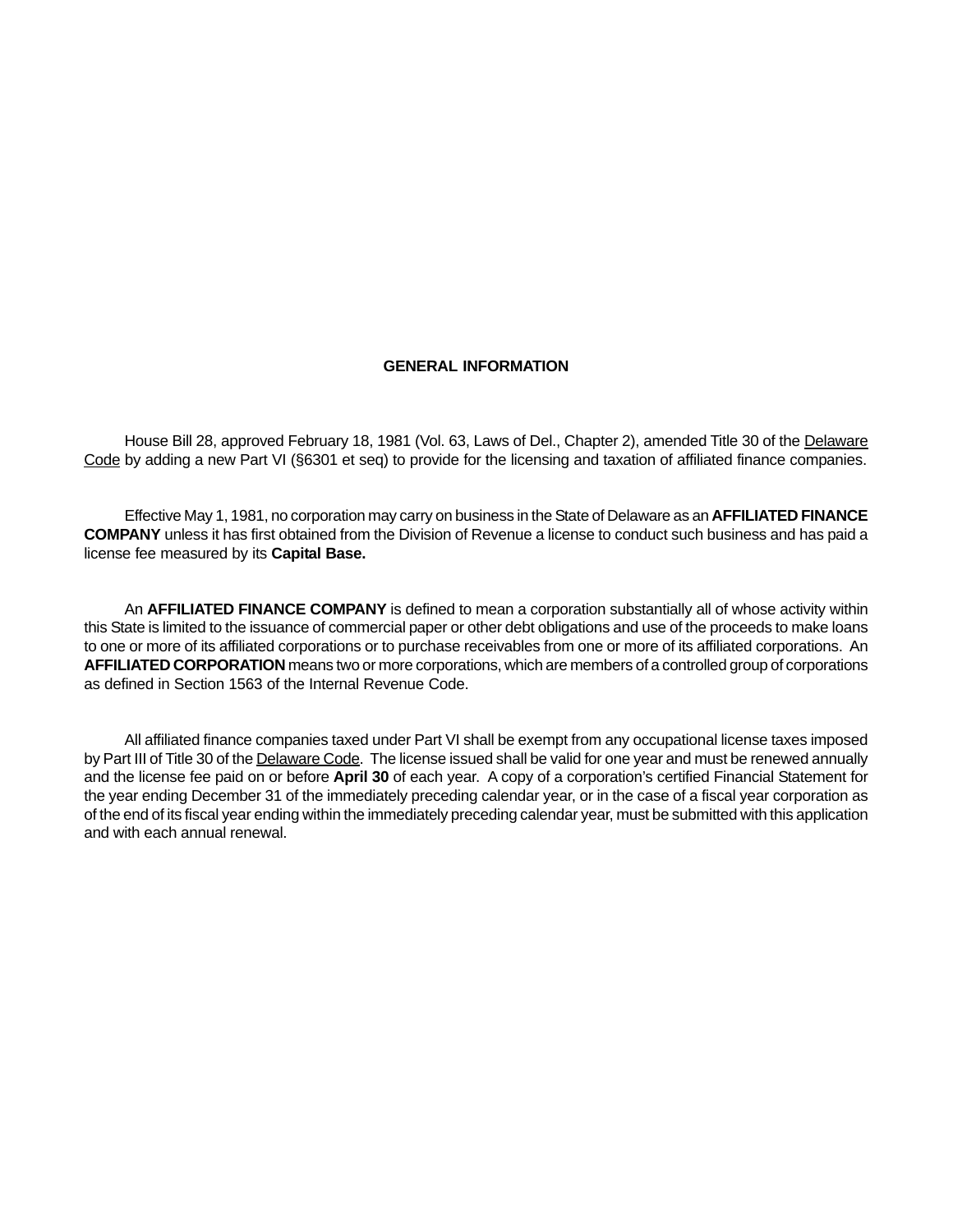## GENERAL INFORMATION

House Bill 28, approved February 18, 1981 (Vol. 63, Laws of Del., Chapter 2), amended Title 30 of the Delaware Code by adding a new Part VI (§6301 et seq) to provide for the licensing and taxation of affiliated finance companies.

Effective May 1, 1981, no corporation may carry on business in the State of Delaware as an **AFFILIATED FINANCE COMPANY** unless it has first obtained from the Division of Revenue a license to conduct such business and has paid a license fee measured by its **Capital Base.**

An **AFFILIATED FINANCE COMPANY** is defined to mean a corporation substantially all of whose activity within this State is limited to the issuance of commercial paper or other debt obligations and use of the proceeds to make loans to one or more of its affiliated corporations or to purchase receivables from one or more of its affiliated corporations. An **AFFILIATED CORPORATION** means two or more corporations, which are members of a controlled group of corporations as defined in Section 1563 of the Internal Revenue Code.

All affiliated finance companies taxed under Part VI shall be exempt from any occupational license taxes imposed by Part III of Title 30 of the Delaware Code. The license issued shall be valid for one year and must be renewed annually and the license fee paid on or before **April 30** of each year. A copy of a corporation's certified Financial Statement for the year ending December 31 of the immediately preceding calendar year, or in the case of a fiscal year corporation as of the end of its fiscal year ending within the immediately preceding calendar year, must be submitted with this application and with each annual renewal.